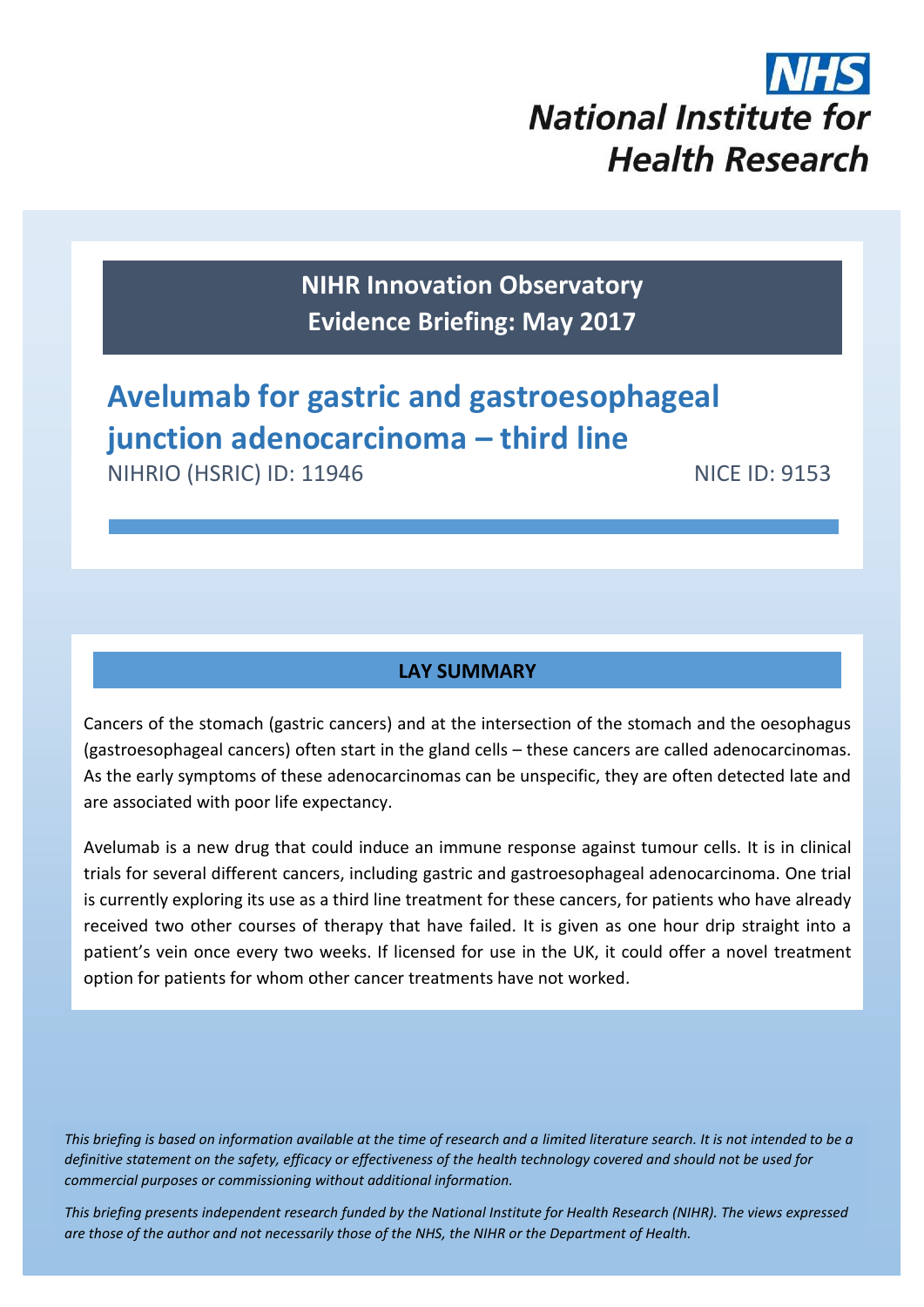NHS
National Institute for Health Research

**NIHR Innovation Observatory**
**Evidence Briefing: May 2017**

# Avelumab for gastric and gastroesophageal junction adenocarcinoma – third line

NIHRIO (HSRIC) ID: 11946 NICE ID: 9153

## LAY SUMMARY

Cancers of the stomach (gastric cancers) and at the intersection of the stomach and the oesophagus (gastroesophageal cancers) often start in the gland cells – these cancers are called adenocarcinomas. As the early symptoms of these adenocarcinomas can be unspecific, they are often detected late and are associated with poor life expectancy.

Avelumab is a new drug that could induce an immune response against tumour cells. It is in clinical trials for several different cancers, including gastric and gastroesophageal adenocarcinoma. One trial is currently exploring its use as a third line treatment for these cancers, for patients who have already received two other courses of therapy that have failed. It is given as one hour drip straight into a patient's vein once every two weeks. If licensed for use in the UK, it could offer a novel treatment option for patients for whom other cancer treatments have not worked.

*This briefing is based on information available at the time of research and a limited literature search. It is not intended to be a definitive statement on the safety, efficacy or effectiveness of the health technology covered and should not be used for commercial purposes or commissioning without additional information.*

*This briefing presents independent research funded by the National Institute for Health Research (NIHR). The views expressed are those of the author and not necessarily those of the NHS, the NIHR or the Department of Health.*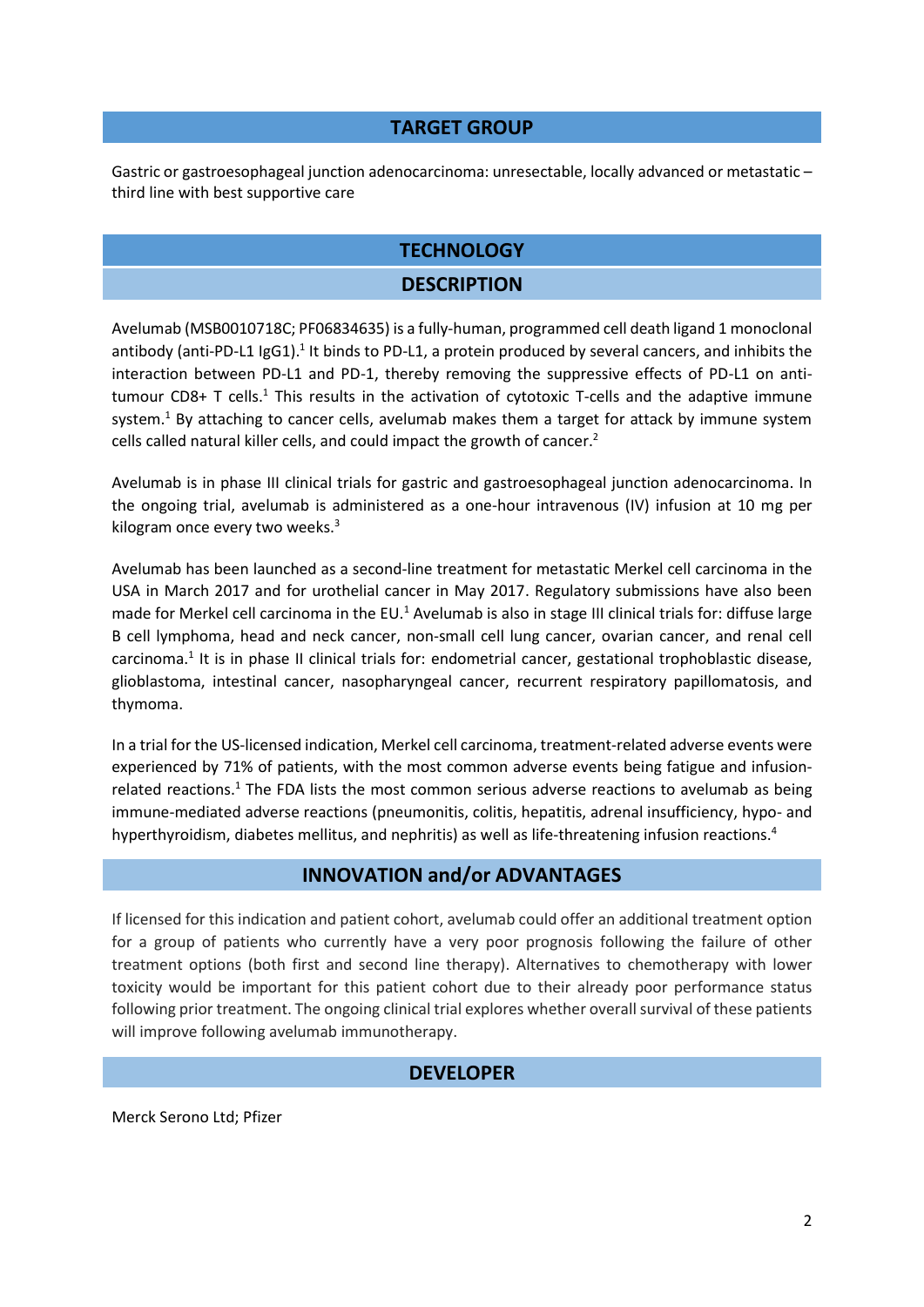## TARGET GROUP

Gastric or gastroesophageal junction adenocarcinoma: unresectable, locally advanced or metastatic – third line with best supportive care

## TECHNOLOGY

### DESCRIPTION

Avelumab (MSB0010718C; PF06834635) is a fully-human, programmed cell death ligand 1 monoclonal antibody (anti-PD-L1 IgG1).[1] It binds to PD-L1, a protein produced by several cancers, and inhibits the interaction between PD-L1 and PD-1, thereby removing the suppressive effects of PD-L1 on anti-tumour CD8+ T cells.[1] This results in the activation of cytotoxic T-cells and the adaptive immune system.[1] By attaching to cancer cells, avelumab makes them a target for attack by immune system cells called natural killer cells, and could impact the growth of cancer.[2]

Avelumab is in phase III clinical trials for gastric and gastroesophageal junction adenocarcinoma. In the ongoing trial, avelumab is administered as a one-hour intravenous (IV) infusion at 10 mg per kilogram once every two weeks.[3]

Avelumab has been launched as a second-line treatment for metastatic Merkel cell carcinoma in the USA in March 2017 and for urothelial cancer in May 2017. Regulatory submissions have also been made for Merkel cell carcinoma in the EU.[1] Avelumab is also in stage III clinical trials for: diffuse large B cell lymphoma, head and neck cancer, non-small cell lung cancer, ovarian cancer, and renal cell carcinoma.[1] It is in phase II clinical trials for: endometrial cancer, gestational trophoblastic disease, glioblastoma, intestinal cancer, nasopharyngeal cancer, recurrent respiratory papillomatosis, and thymoma.

In a trial for the US-licensed indication, Merkel cell carcinoma, treatment-related adverse events were experienced by 71% of patients, with the most common adverse events being fatigue and infusion-related reactions.[1] The FDA lists the most common serious adverse reactions to avelumab as being immune-mediated adverse reactions (pneumonitis, colitis, hepatitis, adrenal insufficiency, hypo- and hyperthyroidism, diabetes mellitus, and nephritis) as well as life-threatening infusion reactions.[4]

### INNOVATION and/or ADVANTAGES

If licensed for this indication and patient cohort, avelumab could offer an additional treatment option for a group of patients who currently have a very poor prognosis following the failure of other treatment options (both first and second line therapy). Alternatives to chemotherapy with lower toxicity would be important for this patient cohort due to their already poor performance status following prior treatment. The ongoing clinical trial explores whether overall survival of these patients will improve following avelumab immunotherapy.

### DEVELOPER

Merck Serono Ltd; Pfizer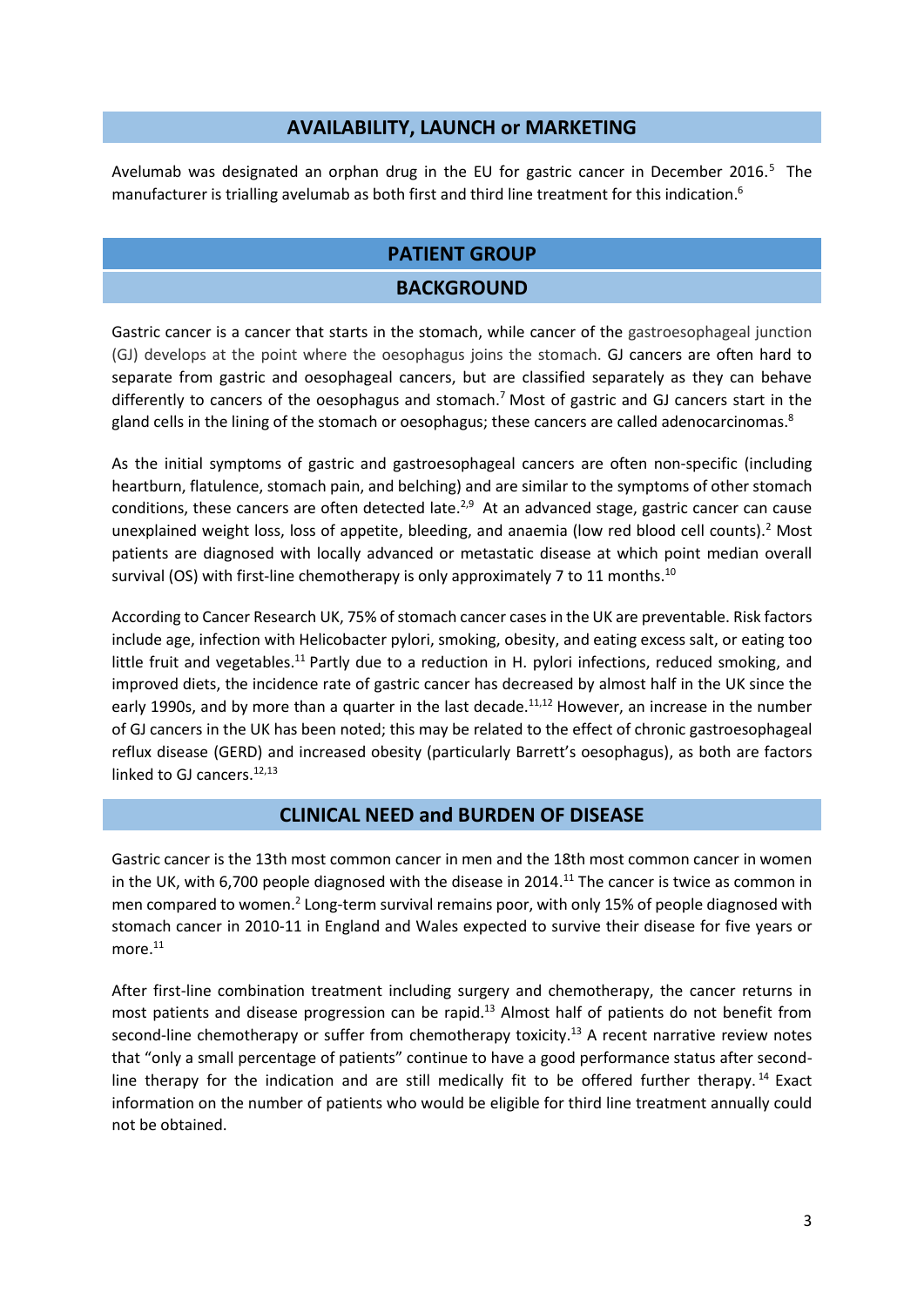## AVAILABILITY, LAUNCH or MARKETING

Avelumab was designated an orphan drug in the EU for gastric cancer in December 2016.[5] The manufacturer is trialling avelumab as both first and third line treatment for this indication.[6]

## PATIENT GROUP

### BACKGROUND

Gastric cancer is a cancer that starts in the stomach, while cancer of the gastroesophageal junction (GJ) develops at the point where the oesophagus joins the stomach. GJ cancers are often hard to separate from gastric and oesophageal cancers, but are classified separately as they can behave differently to cancers of the oesophagus and stomach.[7] Most of gastric and GJ cancers start in the gland cells in the lining of the stomach or oesophagus; these cancers are called adenocarcinomas.[8]

As the initial symptoms of gastric and gastroesophageal cancers are often non-specific (including heartburn, flatulence, stomach pain, and belching) and are similar to the symptoms of other stomach conditions, these cancers are often detected late.[2,9] At an advanced stage, gastric cancer can cause unexplained weight loss, loss of appetite, bleeding, and anaemia (low red blood cell counts).[2] Most patients are diagnosed with locally advanced or metastatic disease at which point median overall survival (OS) with first-line chemotherapy is only approximately 7 to 11 months.[10]

According to Cancer Research UK, 75% of stomach cancer cases in the UK are preventable. Risk factors include age, infection with Helicobacter pylori, smoking, obesity, and eating excess salt, or eating too little fruit and vegetables.[11] Partly due to a reduction in H. pylori infections, reduced smoking, and improved diets, the incidence rate of gastric cancer has decreased by almost half in the UK since the early 1990s, and by more than a quarter in the last decade.[11,12] However, an increase in the number of GJ cancers in the UK has been noted; this may be related to the effect of chronic gastroesophageal reflux disease (GERD) and increased obesity (particularly Barrett's oesophagus), as both are factors linked to GJ cancers.[12,13]

## CLINICAL NEED and BURDEN OF DISEASE

Gastric cancer is the 13th most common cancer in men and the 18th most common cancer in women in the UK, with 6,700 people diagnosed with the disease in 2014.[11] The cancer is twice as common in men compared to women.[2] Long-term survival remains poor, with only 15% of people diagnosed with stomach cancer in 2010-11 in England and Wales expected to survive their disease for five years or more.[11]

After first-line combination treatment including surgery and chemotherapy, the cancer returns in most patients and disease progression can be rapid.[13] Almost half of patients do not benefit from second-line chemotherapy or suffer from chemotherapy toxicity.[13] A recent narrative review notes that "only a small percentage of patients" continue to have a good performance status after second-line therapy for the indication and are still medically fit to be offered further therapy.[14] Exact information on the number of patients who would be eligible for third line treatment annually could not be obtained.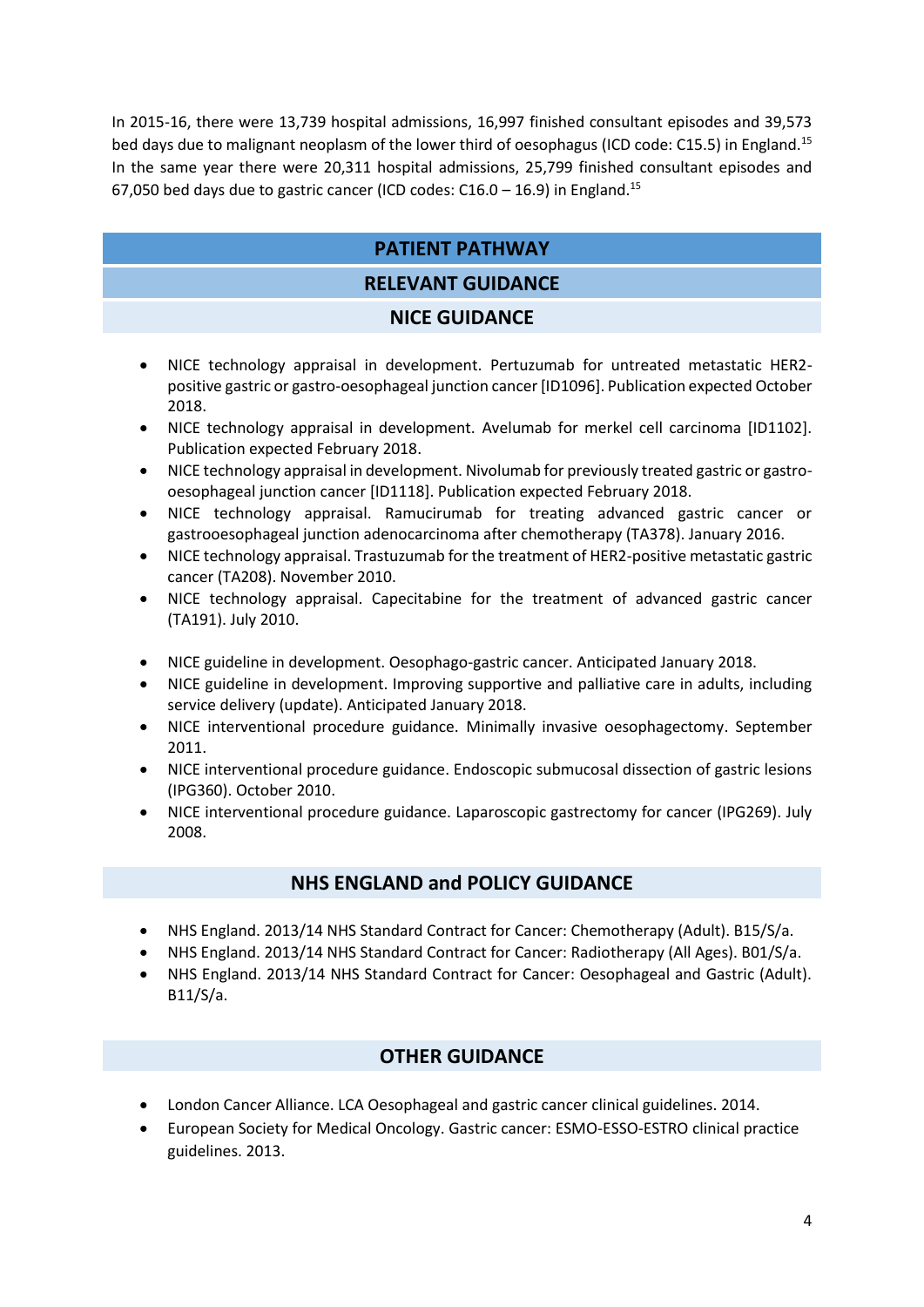In 2015-16, there were 13,739 hospital admissions, 16,997 finished consultant episodes and 39,573 bed days due to malignant neoplasm of the lower third of oesophagus (ICD code: C15.5) in England.[15] In the same year there were 20,311 hospital admissions, 25,799 finished consultant episodes and 67,050 bed days due to gastric cancer (ICD codes: C16.0 – 16.9) in England.[15]

## PATIENT PATHWAY

## RELEVANT GUIDANCE

### NICE GUIDANCE

- NICE technology appraisal in development. Pertuzumab for untreated metastatic HER2-positive gastric or gastro-oesophageal junction cancer [ID1096]. Publication expected October 2018.
- NICE technology appraisal in development. Avelumab for merkel cell carcinoma [ID1102]. Publication expected February 2018.
- NICE technology appraisal in development. Nivolumab for previously treated gastric or gastro-oesophageal junction cancer [ID1118]. Publication expected February 2018.
- NICE technology appraisal. Ramucirumab for treating advanced gastric cancer or gastrooesophageal junction adenocarcinoma after chemotherapy (TA378). January 2016.
- NICE technology appraisal. Trastuzumab for the treatment of HER2-positive metastatic gastric cancer (TA208). November 2010.
- NICE technology appraisal. Capecitabine for the treatment of advanced gastric cancer (TA191). July 2010.

- NICE guideline in development. Oesophago-gastric cancer. Anticipated January 2018.
- NICE guideline in development. Improving supportive and palliative care in adults, including service delivery (update). Anticipated January 2018.
- NICE interventional procedure guidance. Minimally invasive oesophagectomy. September 2011.
- NICE interventional procedure guidance. Endoscopic submucosal dissection of gastric lesions (IPG360). October 2010.
- NICE interventional procedure guidance. Laparoscopic gastrectomy for cancer (IPG269). July 2008.

### NHS ENGLAND and POLICY GUIDANCE

- NHS England. 2013/14 NHS Standard Contract for Cancer: Chemotherapy (Adult). B15/S/a.
- NHS England. 2013/14 NHS Standard Contract for Cancer: Radiotherapy (All Ages). B01/S/a.
- NHS England. 2013/14 NHS Standard Contract for Cancer: Oesophageal and Gastric (Adult). B11/S/a.

### OTHER GUIDANCE

- London Cancer Alliance. LCA Oesophageal and gastric cancer clinical guidelines. 2014.
- European Society for Medical Oncology. Gastric cancer: ESMO-ESSO-ESTRO clinical practice guidelines. 2013.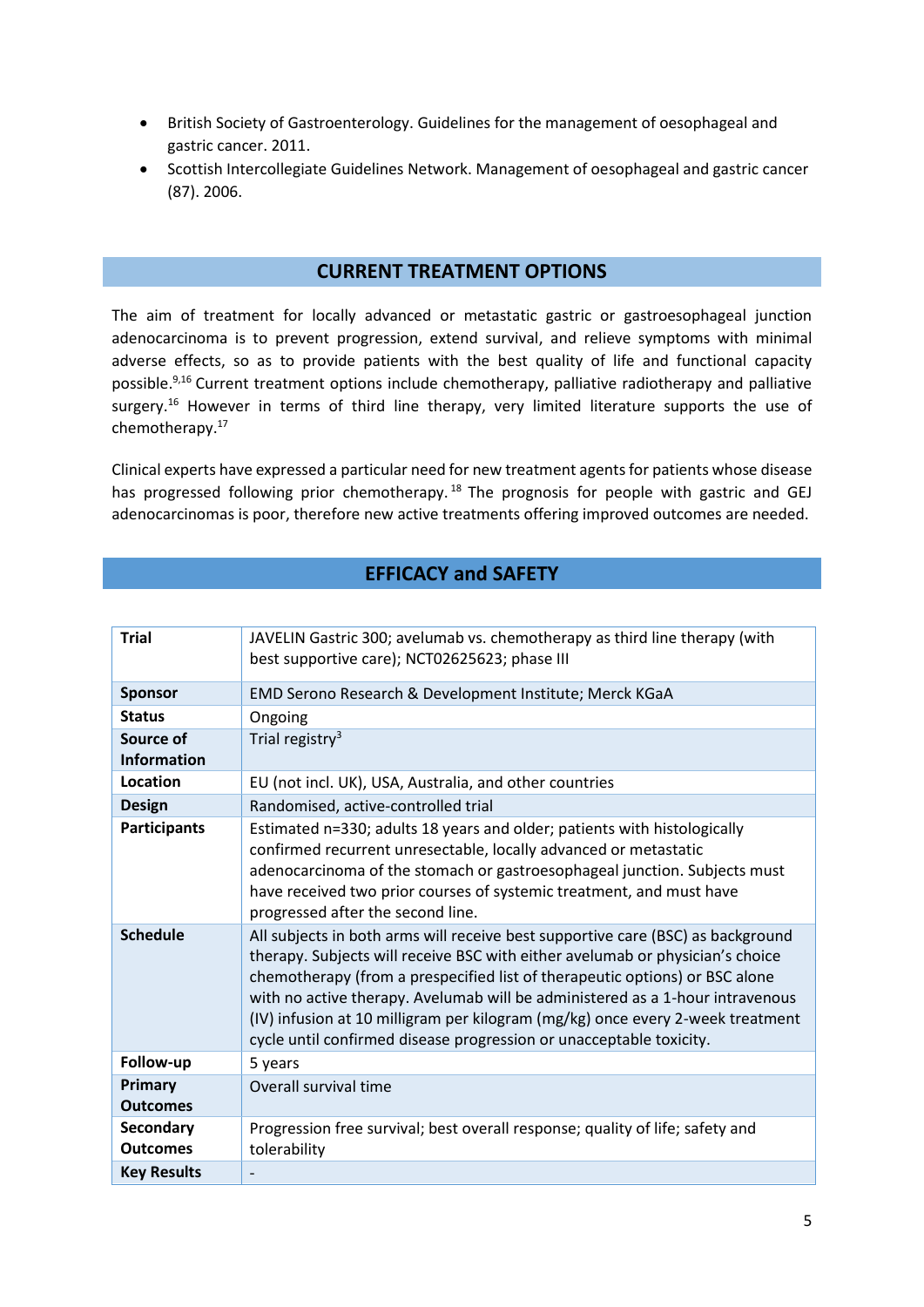- British Society of Gastroenterology. Guidelines for the management of oesophageal and gastric cancer. 2011.
- Scottish Intercollegiate Guidelines Network. Management of oesophageal and gastric cancer (87). 2006.

## CURRENT TREATMENT OPTIONS

The aim of treatment for locally advanced or metastatic gastric or gastroesophageal junction adenocarcinoma is to prevent progression, extend survival, and relieve symptoms with minimal adverse effects, so as to provide patients with the best quality of life and functional capacity possible.[9,16] Current treatment options include chemotherapy, palliative radiotherapy and palliative surgery.[16] However in terms of third line therapy, very limited literature supports the use of chemotherapy.[17]

Clinical experts have expressed a particular need for new treatment agents for patients whose disease has progressed following prior chemotherapy.[18] The prognosis for people with gastric and GEJ adenocarcinomas is poor, therefore new active treatments offering improved outcomes are needed.

## EFFICACY and SAFETY

| | |
|---|---|
| **Trial** | JAVELIN Gastric 300; avelumab vs. chemotherapy as third line therapy (with best supportive care); NCT02625623; phase III |
| **Sponsor** | EMD Serono Research & Development Institute; Merck KGaA |
| **Status** | Ongoing |
| **Source of Information** | Trial registry[3] |
| **Location** | EU (not incl. UK), USA, Australia, and other countries |
| **Design** | Randomised, active-controlled trial |
| **Participants** | Estimated n=330; adults 18 years and older; patients with histologically confirmed recurrent unresectable, locally advanced or metastatic adenocarcinoma of the stomach or gastroesophageal junction. Subjects must have received two prior courses of systemic treatment, and must have progressed after the second line. |
| **Schedule** | All subjects in both arms will receive best supportive care (BSC) as background therapy. Subjects will receive BSC with either avelumab or physician's choice chemotherapy (from a prespecified list of therapeutic options) or BSC alone with no active therapy. Avelumab will be administered as a 1-hour intravenous (IV) infusion at 10 milligram per kilogram (mg/kg) once every 2-week treatment cycle until confirmed disease progression or unacceptable toxicity. |
| **Follow-up** | 5 years |
| **Primary Outcomes** | Overall survival time |
| **Secondary Outcomes** | Progression free survival; best overall response; quality of life; safety and tolerability |
| **Key Results** | - |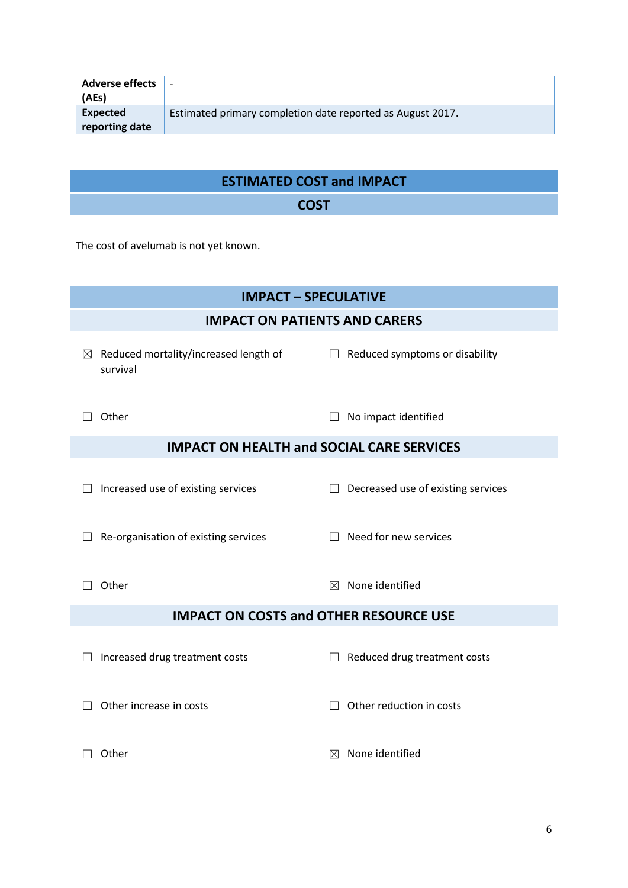| | |
|---|---|
| **Adverse effects (AEs)** | - |
| **Expected reporting date** | Estimated primary completion date reported as August 2017. |

## ESTIMATED COST and IMPACT

### COST

The cost of avelumab is not yet known.

## IMPACT – SPECULATIVE

### IMPACT ON PATIENTS AND CARERS

☒ Reduced mortality/increased length of survival

☐ Reduced symptoms or disability

☐ Other

☐ No impact identified

### IMPACT ON HEALTH and SOCIAL CARE SERVICES

☐ Increased use of existing services

☐ Decreased use of existing services

☐ Re-organisation of existing services

☐ Need for new services

☐ Other

☒ None identified

### IMPACT ON COSTS and OTHER RESOURCE USE

☐ Increased drug treatment costs

☐ Reduced drug treatment costs

☐ Other increase in costs

☐ Other reduction in costs

☐ Other

☒ None identified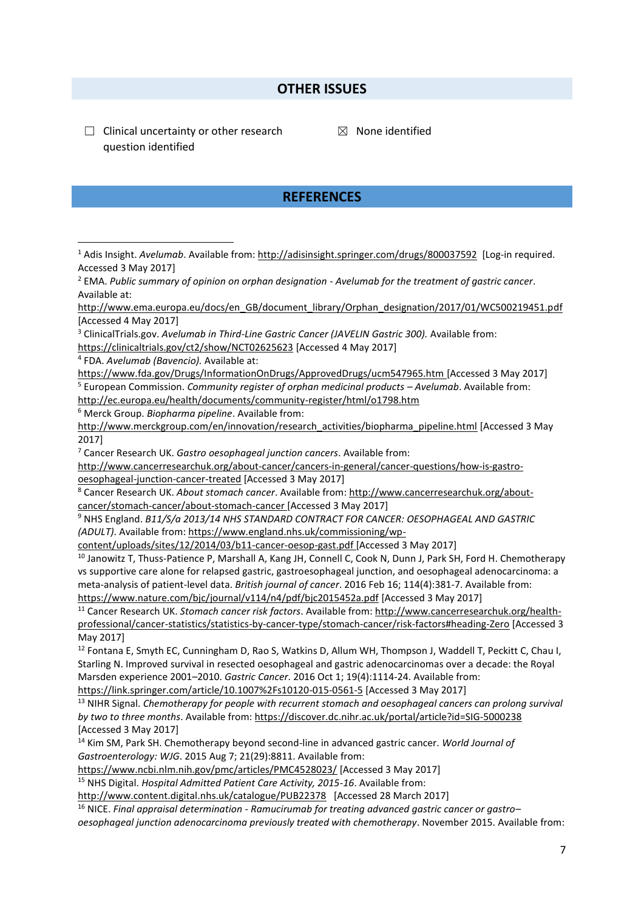## OTHER ISSUES

☐ Clinical uncertainty or other research question identified

☒ None identified

## REFERENCES

[1] Adis Insight. *Avelumab*. Available from: http://adisinsight.springer.com/drugs/800037592 [Log-in required. Accessed 3 May 2017]

[2] EMA. *Public summary of opinion on orphan designation - Avelumab for the treatment of gastric cancer*. Available at: http://www.ema.europa.eu/docs/en_GB/document_library/Orphan_designation/2017/01/WC500219451.pdf [Accessed 4 May 2017]

[3] ClinicalTrials.gov. *Avelumab in Third-Line Gastric Cancer (JAVELIN Gastric 300).* Available from: https://clinicaltrials.gov/ct2/show/NCT02625623 [Accessed 4 May 2017]

[4] FDA. *Avelumab (Bavencio).* Available at: https://www.fda.gov/Drugs/InformationOnDrugs/ApprovedDrugs/ucm547965.htm [Accessed 3 May 2017]

[5] European Commission. *Community register of orphan medicinal products – Avelumab*. Available from: http://ec.europa.eu/health/documents/community-register/html/o1798.htm

[6] Merck Group. *Biopharma pipeline*. Available from: http://www.merckgroup.com/en/innovation/research_activities/biopharma_pipeline.html [Accessed 3 May 2017]

[7] Cancer Research UK. *Gastro oesophageal junction cancers*. Available from: http://www.cancerresearchuk.org/about-cancer/cancers-in-general/cancer-questions/how-is-gastro-oesophageal-junction-cancer-treated [Accessed 3 May 2017]

[8] Cancer Research UK. *About stomach cancer*. Available from: http://www.cancerresearchuk.org/about-cancer/stomach-cancer/about-stomach-cancer [Accessed 3 May 2017]

[9] NHS England. *B11/S/a 2013/14 NHS STANDARD CONTRACT FOR CANCER: OESOPHAGEAL AND GASTRIC (ADULT).* Available from: https://www.england.nhs.uk/commissioning/wp-content/uploads/sites/12/2014/03/b11-cancer-oesop-gast.pdf [Accessed 3 May 2017]

[10] Janowitz T, Thuss-Patience P, Marshall A, Kang JH, Connell C, Cook N, Dunn J, Park SH, Ford H. Chemotherapy vs supportive care alone for relapsed gastric, gastroesophageal junction, and oesophageal adenocarcinoma: a meta-analysis of patient-level data. *British journal of cancer*. 2016 Feb 16; 114(4):381-7. Available from: https://www.nature.com/bjc/journal/v114/n4/pdf/bjc2015452a.pdf [Accessed 3 May 2017]

[11] Cancer Research UK. *Stomach cancer risk factors*. Available from: http://www.cancerresearchuk.org/health-professional/cancer-statistics/statistics-by-cancer-type/stomach-cancer/risk-factors#heading-Zero [Accessed 3 May 2017]

[12] Fontana E, Smyth EC, Cunningham D, Rao S, Watkins D, Allum WH, Thompson J, Waddell T, Peckitt C, Chau I, Starling N. Improved survival in resected oesophageal and gastric adenocarcinomas over a decade: the Royal Marsden experience 2001–2010. *Gastric Cancer*. 2016 Oct 1; 19(4):1114-24. Available from: https://link.springer.com/article/10.1007%2Fs10120-015-0561-5 [Accessed 3 May 2017]

[13] NIHR Signal. *Chemotherapy for people with recurrent stomach and oesophageal cancers can prolong survival by two to three months*. Available from: https://discover.dc.nihr.ac.uk/portal/article?id=SIG-5000238 [Accessed 3 May 2017]

[14] Kim SM, Park SH. Chemotherapy beyond second-line in advanced gastric cancer. *World Journal of Gastroenterology: WJG*. 2015 Aug 7; 21(29):8811. Available from: https://www.ncbi.nlm.nih.gov/pmc/articles/PMC4528023/ [Accessed 3 May 2017]

[15] NHS Digital. *Hospital Admitted Patient Care Activity, 2015-16*. Available from: http://www.content.digital.nhs.uk/catalogue/PUB22378 [Accessed 28 March 2017]

[16] NICE. *Final appraisal determination - Ramucirumab for treating advanced gastric cancer or gastro–oesophageal junction adenocarcinoma previously treated with chemotherapy*. November 2015. Available from: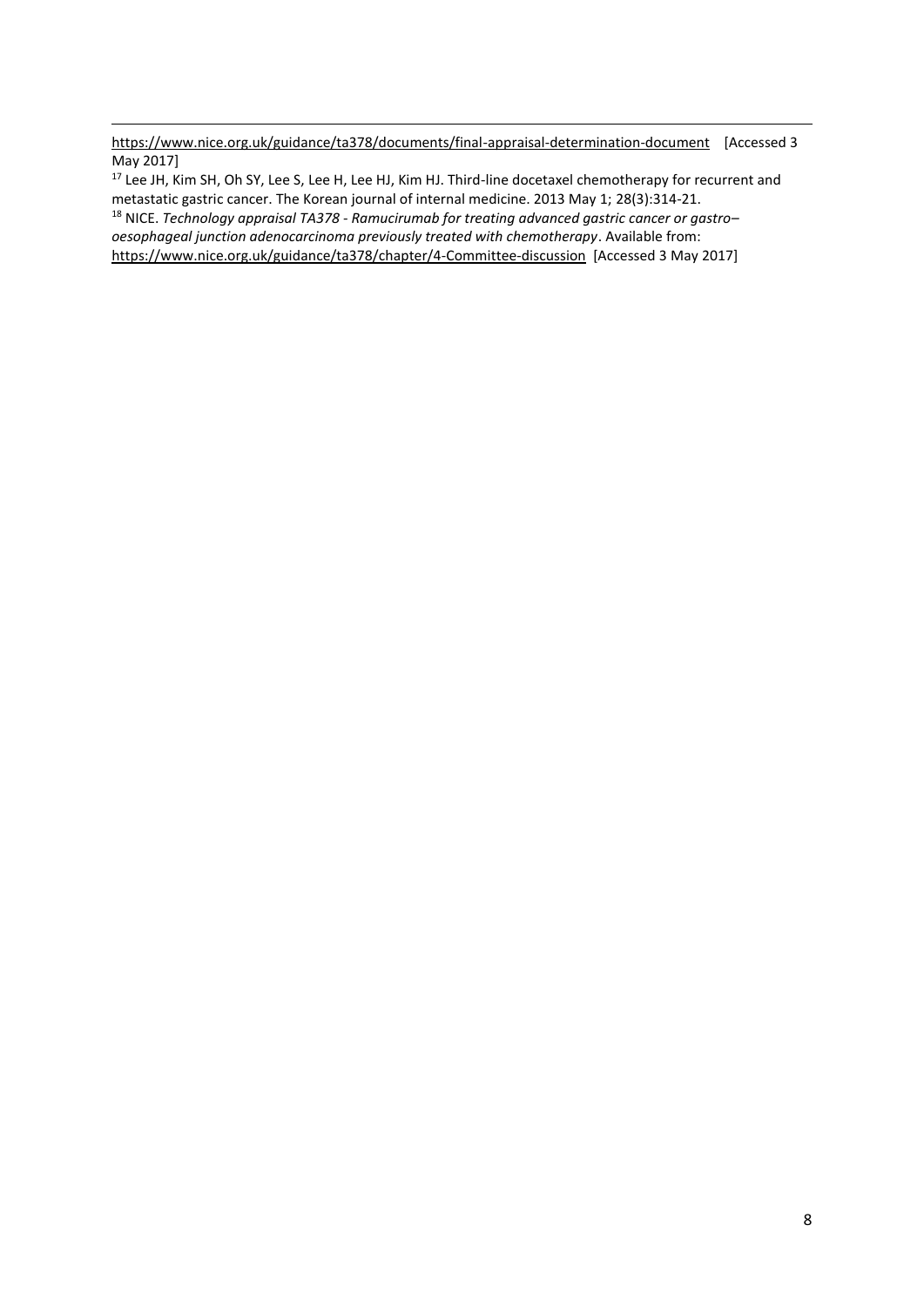https://www.nice.org.uk/guidance/ta378/documents/final-appraisal-determination-document [Accessed 3 May 2017]

[17] Lee JH, Kim SH, Oh SY, Lee S, Lee H, Lee HJ, Kim HJ. Third-line docetaxel chemotherapy for recurrent and metastatic gastric cancer. The Korean journal of internal medicine. 2013 May 1; 28(3):314-21.

[18] NICE. *Technology appraisal TA378 - Ramucirumab for treating advanced gastric cancer or gastro–oesophageal junction adenocarcinoma previously treated with chemotherapy*. Available from: https://www.nice.org.uk/guidance/ta378/chapter/4-Committee-discussion [Accessed 3 May 2017]